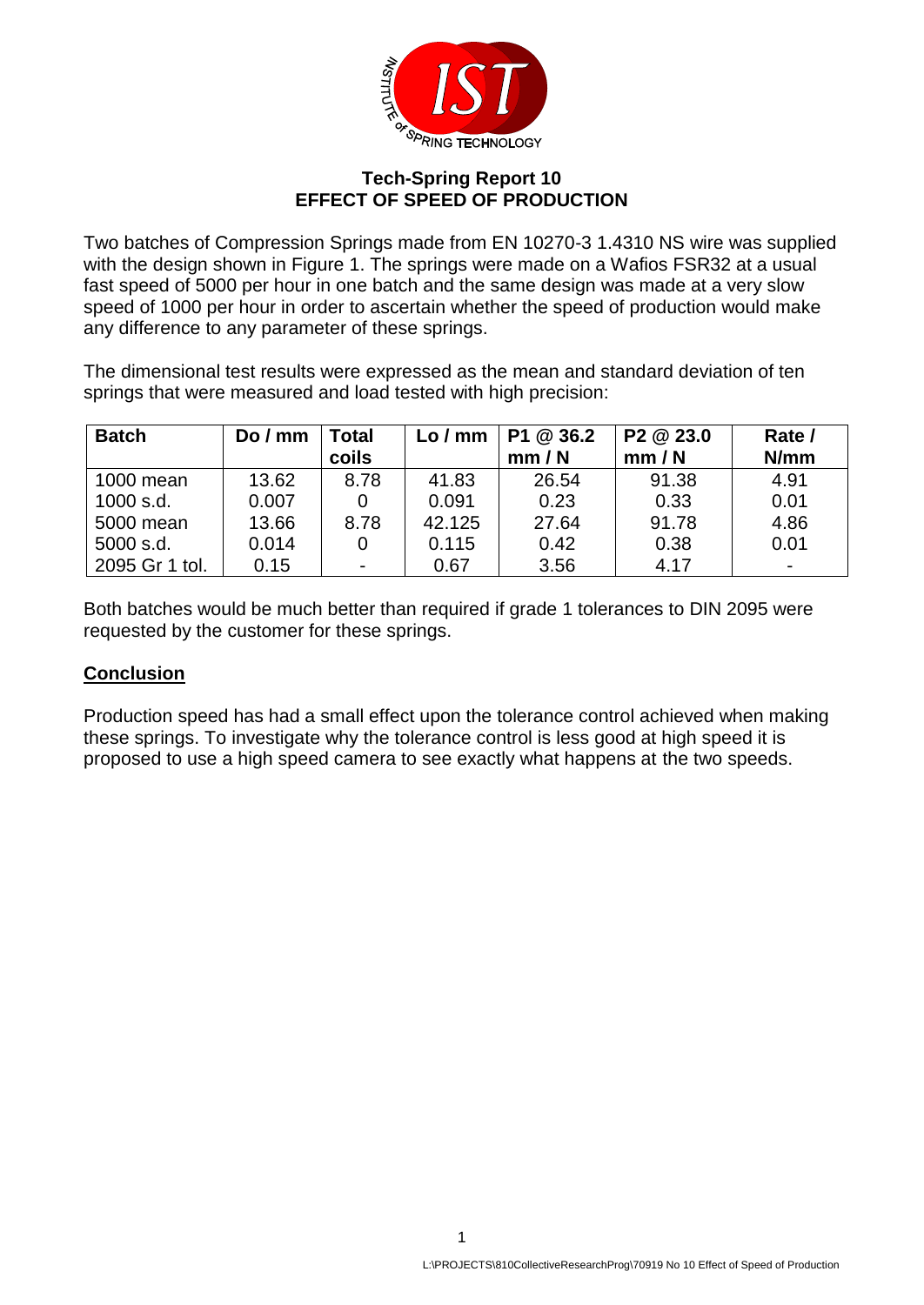## Tech-Spring Report 10
## EFFECT OF SPEED OF PRODUCTION

Two batches of Compression Springs made from EN 10270-3 1.4310 NS wire was supplied with the design shown in Figure 1. The springs were made on a Wafios FSR32 at a usual fast speed of 5000 per hour in one batch and the same design was made at a very slow speed of 1000 per hour in order to ascertain whether the speed of production would make any difference to any parameter of these springs.

The dimensional test results were expressed as the mean and standard deviation of ten springs that were measured and load tested with high precision:

| Batch | Do / mm | Total coils | Lo / mm | P1 @ 36.2 mm / N | P2 @ 23.0 mm / N | Rate / N/mm |
|---|---|---|---|---|---|---|
| 1000 mean | 13.62 | 8.78 | 41.83 | 26.54 | 91.38 | 4.91 |
| 1000 s.d. | 0.007 | 0 | 0.091 | 0.23 | 0.33 | 0.01 |
| 5000 mean | 13.66 | 8.78 | 42.125 | 27.64 | 91.78 | 4.86 |
| 5000 s.d. | 0.014 | 0 | 0.115 | 0.42 | 0.38 | 0.01 |
| 2095 Gr 1 tol. | 0.15 | - | 0.67 | 3.56 | 4.17 | - |

Both batches would be much better than required if grade 1 tolerances to DIN 2095 were requested by the customer for these springs.

### Conclusion

Production speed has had a small effect upon the tolerance control achieved when making these springs. To investigate why the tolerance control is less good at high speed it is proposed to use a high speed camera to see exactly what happens at the two speeds.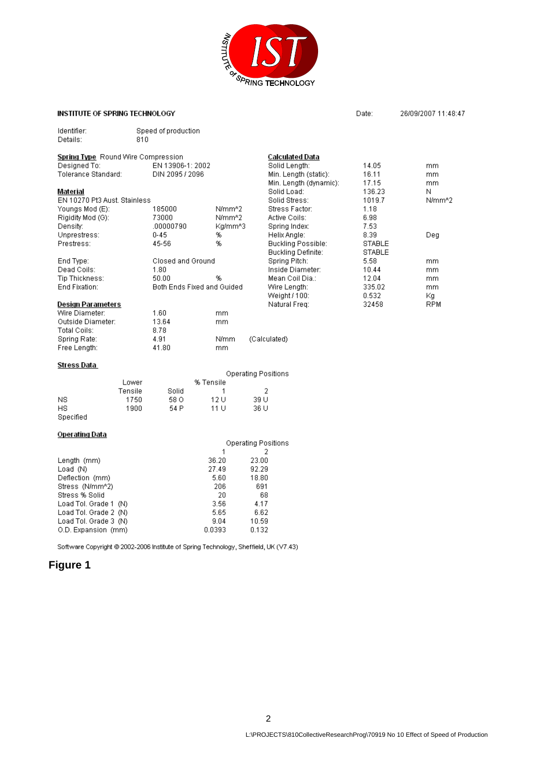INSTITUTE OF SPRING TECHNOLOGY

Date: 26/09/2007 11:48:47

Identifier: Speed of production
Details: 810

**Spring Type** Round Wire Compression

| | | |
|---|---|---|
| Designed To: | EN 13906-1: 2002 | |
| Tolerance Standard: | DIN 2095 / 2096 | |

**Material**

EN 10270 Pt3 Aust. Stainless

| | | |
|---|---|---|
| Youngs Mod (E): | 185000 | N/mm^2 |
| Rigidity Mod (G): | 73000 | N/mm^2 |
| Density: | .00000790 | Kg/mm^3 |
| Unprestress: | 0-45 | % |
| Prestress: | 45-56 | % |
| End Type: | Closed and Ground | |
| Dead Coils: | 1.80 | |
| Tip Thickness: | 50.00 | % |
| End Fixation: | Both Ends Fixed and Guided | |

**Design Parameters**

| | | | |
|---|---|---|---|
| Wire Diameter: | 1.60 | mm | |
| Outside Diameter: | 13.64 | mm | |
| Total Coils: | 8.78 | | |
| Spring Rate: | 4.91 | N/mm | (Calculated) |
| Free Length: | 41.80 | mm | |

**Calculated Data**

| | | |
|---|---|---|
| Solid Length: | 14.05 | mm |
| Min. Length (static): | 16.11 | mm |
| Min. Length (dynamic): | 17.15 | mm |
| Solid Load: | 136.23 | N |
| Solid Stress: | 1019.7 | N/mm^2 |
| Stress Factor: | 1.18 | |
| Active Coils: | 6.98 | |
| Spring Index: | 7.53 | |
| Helix Angle: | 8.39 | Deg |
| Buckling Possible: | STABLE | |
| Buckling Definite: | STABLE | |
| Spring Pitch: | 5.58 | mm |
| Inside Diameter: | 10.44 | mm |
| Mean Coil Dia.: | 12.04 | mm |
| Wire Length: | 335.02 | mm |
| Weight / 100: | 0.532 | Kg |
| Natural Freq: | 32458 | RPM |

**Stress Data**

| | Lower Tensile | Solid | % Tensile Operating Positions 1 | 2 |
|---|---|---|---|---|
| NS | 1750 | 58 O | 12 U | 39 U |
| HS | 1900 | 54 P | 11 U | 36 U |
| Specified | | | | |

**Operating Data**

| | Operating Positions 1 | 2 |
|---|---|---|
| Length (mm) | 36.20 | 23.00 |
| Load (N) | 27.49 | 92.29 |
| Deflection (mm) | 5.60 | 18.80 |
| Stress (N/mm^2) | 206 | 691 |
| Stress % Solid | 20 | 68 |
| Load Tol. Grade 1 (N) | 3.56 | 4.17 |
| Load Tol. Grade 2 (N) | 5.65 | 6.62 |
| Load Tol. Grade 3 (N) | 9.04 | 10.59 |
| O.D. Expansion (mm) | 0.0393 | 0.132 |

Software Copyright © 2002-2006 Institute of Spring Technology, Sheffield, UK (V7.43)

**Figure 1**